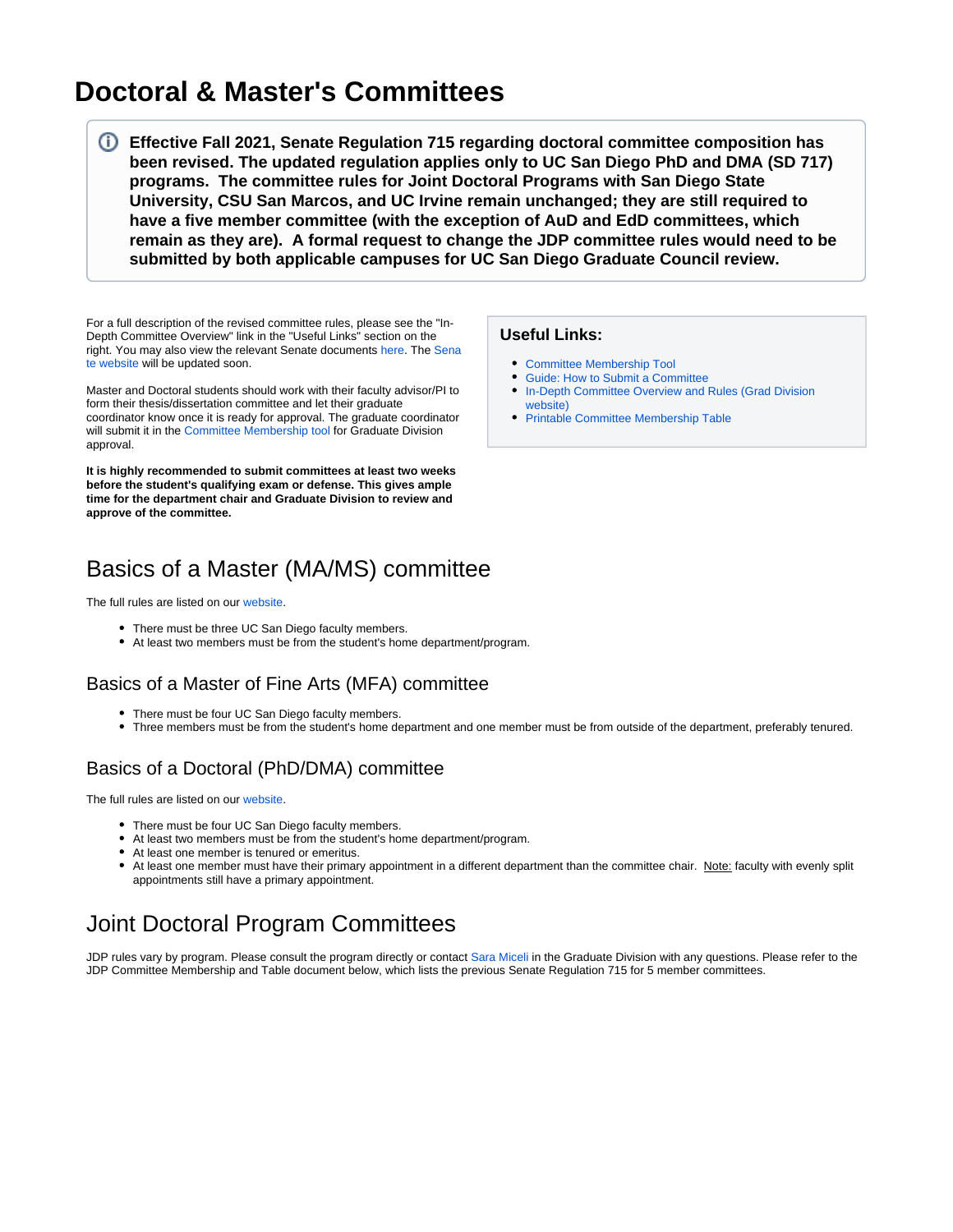# Doctoral & Master's Committees

> **Effective Fall 2021, Senate Regulation 715 regarding doctoral committee composition has been revised. The updated regulation applies only to UC San Diego PhD and DMA (SD 717) programs. The committee rules for Joint Doctoral Programs with San Diego State University, CSU San Marcos, and UC Irvine remain unchanged; they are still required to have a five member committee (with the exception of AuD and EdD committees, which remain as they are). A formal request to change the JDP committee rules would need to be submitted by both applicable campuses for UC San Diego Graduate Council review.**

For a full description of the revised committee rules, please see the "In-Depth Committee Overview" link in the "Useful Links" section on the right. You may also view the relevant Senate documents here. The Senate website will be updated soon.

Master and Doctoral students should work with their faculty advisor/PI to form their thesis/dissertation committee and let their graduate coordinator know once it is ready for approval. The graduate coordinator will submit it in the Committee Membership tool for Graduate Division approval.

**It is highly recommended to submit committees at least two weeks before the student's qualifying exam or defense. This gives ample time for the department chair and Graduate Division to review and approve of the committee.**

### Useful Links:

- Committee Membership Tool
- Guide: How to Submit a Committee
- In-Depth Committee Overview and Rules (Grad Division website)
- Printable Committee Membership Table

## Basics of a Master (MA/MS) committee

The full rules are listed on our website.

- There must be three UC San Diego faculty members.
- At least two members must be from the student's home department/program.

### Basics of a Master of Fine Arts (MFA) committee

- There must be four UC San Diego faculty members.
- Three members must be from the student's home department and one member must be from outside of the department, preferably tenured.

### Basics of a Doctoral (PhD/DMA) committee

The full rules are listed on our website.

- There must be four UC San Diego faculty members.
- At least two members must be from the student's home department/program.
- At least one member is tenured or emeritus.
- At least one member must have their primary appointment in a different department than the committee chair. Note: faculty with evenly split appointments still have a primary appointment.

## Joint Doctoral Program Committees

JDP rules vary by program. Please consult the program directly or contact Sara Miceli in the Graduate Division with any questions. Please refer to the JDP Committee Membership and Table document below, which lists the previous Senate Regulation 715 for 5 member committees.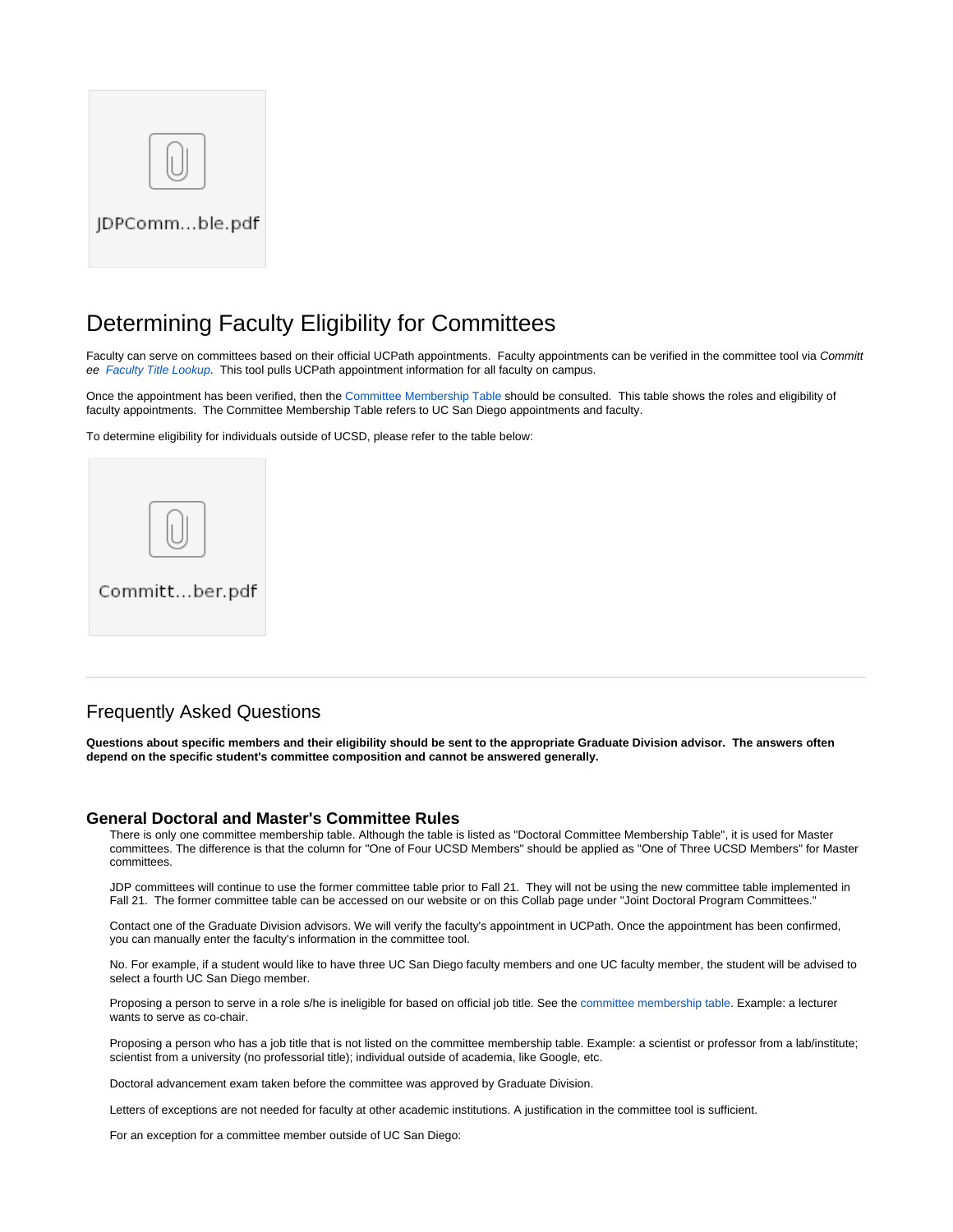JDPComm...ble.pdf

# Determining Faculty Eligibility for Committees

Faculty can serve on committees based on their official UCPath appointments. Faculty appointments can be verified in the committee tool via *Committee Faculty Title Lookup*. This tool pulls UCPath appointment information for all faculty on campus.

Once the appointment has been verified, then the Committee Membership Table should be consulted. This table shows the roles and eligibility of faculty appointments. The Committee Membership Table refers to UC San Diego appointments and faculty.

To determine eligibility for individuals outside of UCSD, please refer to the table below:

Committ...ber.pdf

---

## Frequently Asked Questions

**Questions about specific members and their eligibility should be sent to the appropriate Graduate Division advisor. The answers often depend on the specific student's committee composition and cannot be answered generally.**

### General Doctoral and Master's Committee Rules

There is only one committee membership table. Although the table is listed as "Doctoral Committee Membership Table", it is used for Master committees. The difference is that the column for "One of Four UCSD Members" should be applied as "One of Three UCSD Members" for Master committees.

JDP committees will continue to use the former committee table prior to Fall 21. They will not be using the new committee table implemented in Fall 21. The former committee table can be accessed on our website or on this Collab page under "Joint Doctoral Program Committees."

Contact one of the Graduate Division advisors. We will verify the faculty's appointment in UCPath. Once the appointment has been confirmed, you can manually enter the faculty's information in the committee tool.

No. For example, if a student would like to have three UC San Diego faculty members and one UC faculty member, the student will be advised to select a fourth UC San Diego member.

Proposing a person to serve in a role s/he is ineligible for based on official job title. See the committee membership table. Example: a lecturer wants to serve as co-chair.

Proposing a person who has a job title that is not listed on the committee membership table. Example: a scientist or professor from a lab/institute; scientist from a university (no professorial title); individual outside of academia, like Google, etc.

Doctoral advancement exam taken before the committee was approved by Graduate Division.

Letters of exceptions are not needed for faculty at other academic institutions. A justification in the committee tool is sufficient.

For an exception for a committee member outside of UC San Diego: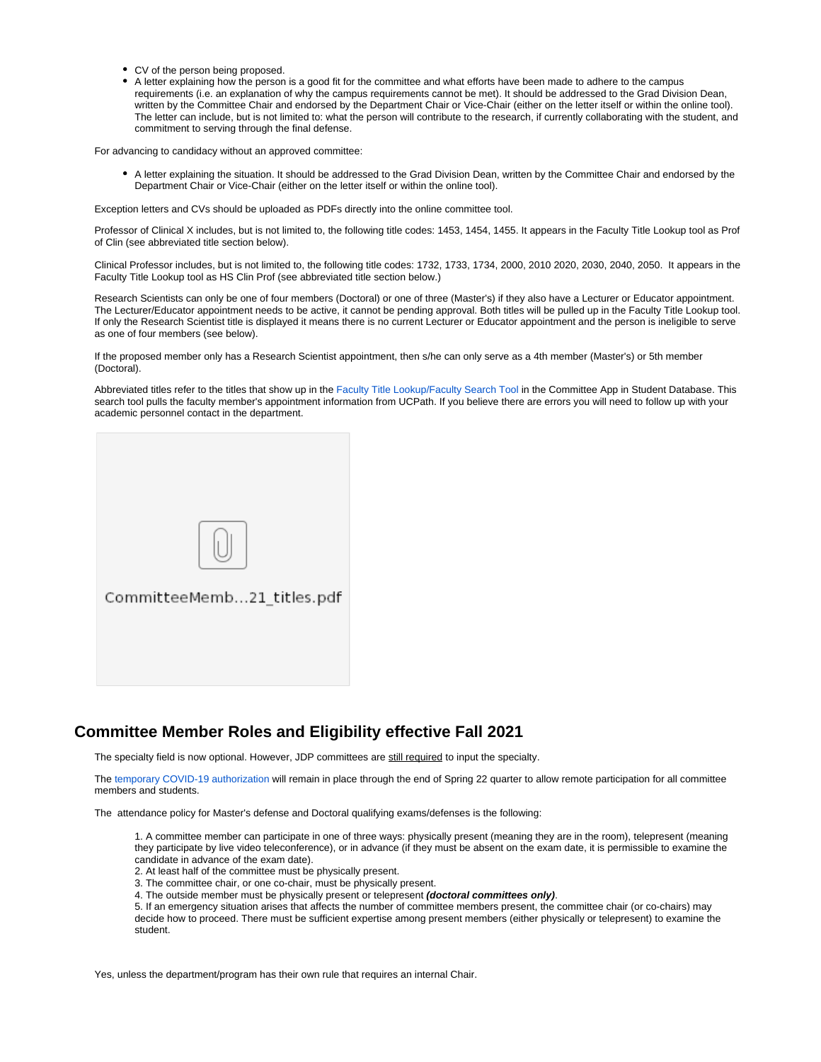- CV of the person being proposed.
- A letter explaining how the person is a good fit for the committee and what efforts have been made to adhere to the campus requirements (i.e. an explanation of why the campus requirements cannot be met). It should be addressed to the Grad Division Dean, written by the Committee Chair and endorsed by the Department Chair or Vice-Chair (either on the letter itself or within the online tool). The letter can include, but is not limited to: what the person will contribute to the research, if currently collaborating with the student, and commitment to serving through the final defense.

For advancing to candidacy without an approved committee:

- A letter explaining the situation. It should be addressed to the Grad Division Dean, written by the Committee Chair and endorsed by the Department Chair or Vice-Chair (either on the letter itself or within the online tool).

Exception letters and CVs should be uploaded as PDFs directly into the online committee tool.

Professor of Clinical X includes, but is not limited to, the following title codes: 1453, 1454, 1455. It appears in the Faculty Title Lookup tool as Prof of Clin (see abbreviated title section below).

Clinical Professor includes, but is not limited to, the following title codes: 1732, 1733, 1734, 2000, 2010 2020, 2030, 2040, 2050. It appears in the Faculty Title Lookup tool as HS Clin Prof (see abbreviated title section below.)

Research Scientists can only be one of four members (Doctoral) or one of three (Master's) if they also have a Lecturer or Educator appointment. The Lecturer/Educator appointment needs to be active, it cannot be pending approval. Both titles will be pulled up in the Faculty Title Lookup tool. If only the Research Scientist title is displayed it means there is no current Lecturer or Educator appointment and the person is ineligible to serve as one of four members (see below).

If the proposed member only has a Research Scientist appointment, then s/he can only serve as a 4th member (Master's) or 5th member (Doctoral).

Abbreviated titles refer to the titles that show up in the Faculty Title Lookup/Faculty Search Tool in the Committee App in Student Database. This search tool pulls the faculty member's appointment information from UCPath. If you believe there are errors you will need to follow up with your academic personnel contact in the department.

CommitteeMemb...21_titles.pdf

## Committee Member Roles and Eligibility effective Fall 2021

The specialty field is now optional. However, JDP committees are still required to input the specialty.

The temporary COVID-19 authorization will remain in place through the end of Spring 22 quarter to allow remote participation for all committee members and students.

The attendance policy for Master's defense and Doctoral qualifying exams/defenses is the following:

1. A committee member can participate in one of three ways: physically present (meaning they are in the room), telepresent (meaning they participate by live video teleconference), or in advance (if they must be absent on the exam date, it is permissible to examine the candidate in advance of the exam date).
2. At least half of the committee must be physically present.
3. The committee chair, or one co-chair, must be physically present.
4. The outside member must be physically present or telepresent ***(doctoral committees only)***.
5. If an emergency situation arises that affects the number of committee members present, the committee chair (or co-chairs) may decide how to proceed. There must be sufficient expertise among present members (either physically or telepresent) to examine the student.

Yes, unless the department/program has their own rule that requires an internal Chair.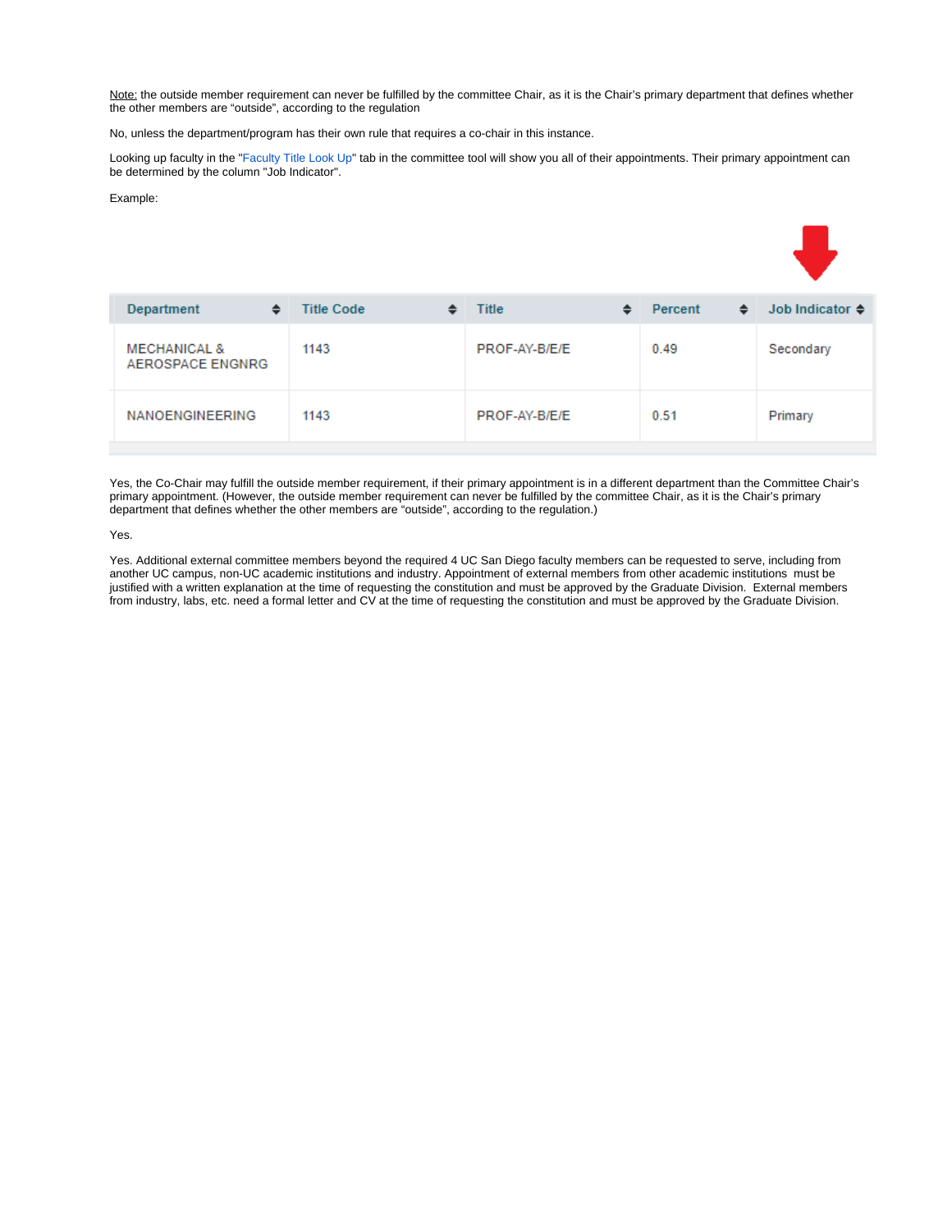Note: the outside member requirement can never be fulfilled by the committee Chair, as it is the Chair's primary department that defines whether the other members are "outside", according to the regulation

No, unless the department/program has their own rule that requires a co-chair in this instance.

Looking up faculty in the "Faculty Title Look Up" tab in the committee tool will show you all of their appointments. Their primary appointment can be determined by the column "Job Indicator".

Example:

| Department | Title Code | Title | Percent | Job Indicator |
|---|---|---|---|---|
| MECHANICAL & AEROSPACE ENGNRG | 1143 | PROF-AY-B/E/E | 0.49 | Secondary |
| NANOENGINEERING | 1143 | PROF-AY-B/E/E | 0.51 | Primary |

Yes, the Co-Chair may fulfill the outside member requirement, if their primary appointment is in a different department than the Committee Chair's primary appointment. (However, the outside member requirement can never be fulfilled by the committee Chair, as it is the Chair's primary department that defines whether the other members are "outside", according to the regulation.)

Yes.

Yes. Additional external committee members beyond the required 4 UC San Diego faculty members can be requested to serve, including from another UC campus, non-UC academic institutions and industry. Appointment of external members from other academic institutions must be justified with a written explanation at the time of requesting the constitution and must be approved by the Graduate Division. External members from industry, labs, etc. need a formal letter and CV at the time of requesting the constitution and must be approved by the Graduate Division.